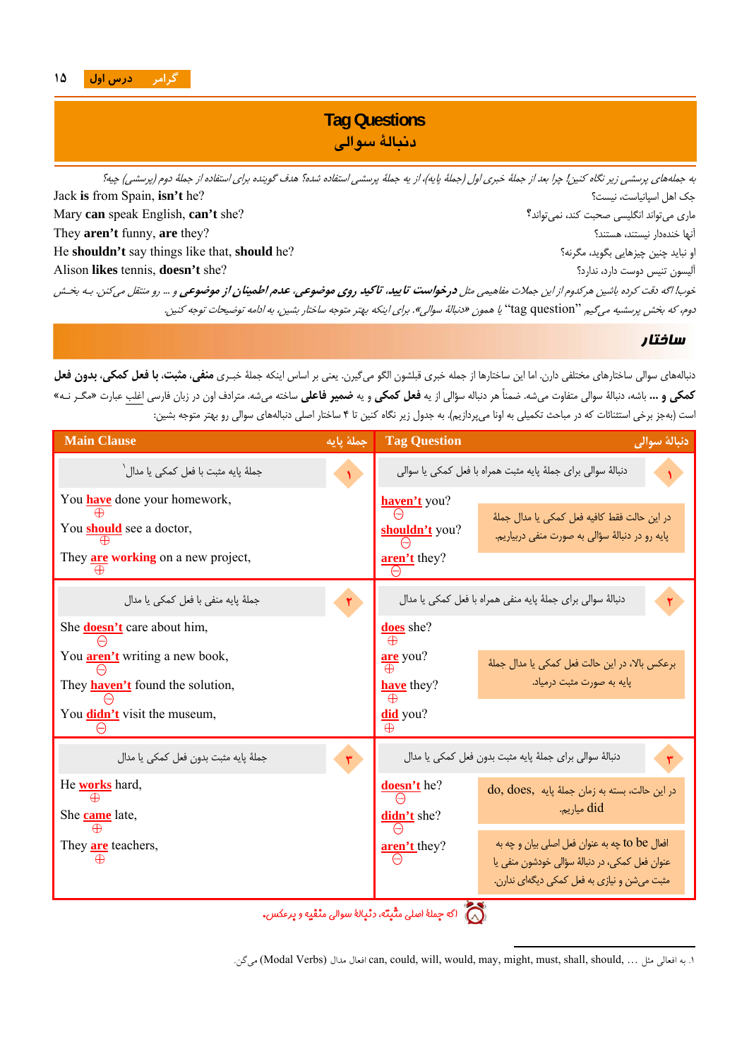# Tag Questions
## دنبالهٔ سوالی

به جمله‌های پرسشی زیر نگاه کنین! چرا بعد از جملهٔ خبری اول (جملهٔ پایه)، از یه جملهٔ پرسشی استفاده شده؟ هدف گوینده برای استفاده از جملهٔ دوم (پرسشی) چیه؟

| | |
|---|---|
| Jack **is** from Spain, **isn't** he? | جک اهل اسپانیاست، نیست؟ |
| Mary **can** speak English, **can't** she? | ماری می‌تواند انگلیسی صحبت کند، نمی‌تواند؟ |
| They **aren't** funny, **are** they? | آنها خنده‌دار نیستند، هستند؟ |
| He **shouldn't** say things like that, **should** he? | او نباید چنین چیزهایی بگوید، مگرنه؟ |
| Alison **likes** tennis, **doesn't** she? | آلیسون تنیس دوست دارد، ندارد؟ |

*خوب! اگه دقت کرده باشین هرکدوم از این جملات مفاهیمی مثل **درخواست تایید، تاکید روی موضوعی، عدم اطمینان از موضوعی** و ... رو منتقل می‌کنن. بـه بخـش دوم، که بخش پرسشیه می‌گیم "tag question" یا همون «دنبالهٔ سوالی». برای اینکه بهتر متوجه ساختار بشین، به ادامهٔ توضیحات توجه کنین.*

## ساختار

دنباله‌های سوالی ساختارهای مختلفی دارن. اما این ساختارها از جمله خبری قبلشون الگو می‌گیرن. یعنی بر اساس اینکه جملهٔ خبـری **منفی**، **مثبت**، **با فعل کمکی**، **بدون فعل کمکی و ...** باشه، دنبالهٔ سوالی متفاوت می‌شه. ضمناً هر دنباله سؤالی از یه **فعل کمکی** و یه **ضمیر فاعلی** ساخته می‌شه. مترادف اون در زبان فارسی اغلب عبارت «مگـر نـه» است (بجز برخی استثنائات که در مباحث تکمیلی به اونا می‌پردازیم). به جدول زیر نگاه کنین تا ۴ ساختار اصلی دنباله‌های سوالی رو بهتر متوجه بشین:

| Main Clause — جملهٔ پایه | Tag Question — دنبالهٔ سوالی |
|---|---|
| **۱** جملهٔ پایه مثبت با فعل کمکی یا مدال[1] | **۱** دنبالهٔ سوالی برای جملهٔ پایه مثبت همراه با فعل کمکی یا سوالی |
| You **have** (⊕) done your homework,<br>You **should** (⊕) see a doctor,<br>They **are** (⊕) **working** on a new project, | **haven't** (⊖) you?<br>**shouldn't** (⊖) you?<br>**aren't** (⊖) they?<br><br>در این حالت فقط کافیه فعل کمکی یا مدال جملهٔ پایه رو در دنبالهٔ سؤالی به صورت منفی دربیاریم. |
| **۲** جملهٔ پایه منفی با فعل کمکی یا مدال | **۲** دنبالهٔ سوالی برای جملهٔ پایه منفی همراه با فعل کمکی یا مدال |
| She **doesn't** (⊖) care about him,<br>You **aren't** (⊖) writing a new book,<br>They **haven't** (⊖) found the solution,<br>You **didn't** (⊖) visit the museum, | **does** (⊕) she?<br>**are** (⊕) you?<br>**have** (⊕) they?<br>**did** (⊕) you?<br><br>برعکس بالا، در این حالت فعل کمکی یا مدال جملهٔ پایه به صورت مثبت درمیاد. |
| **۳** جملهٔ پایه مثبت بدون فعل کمکی یا مدال | **۳** دنبالهٔ سوالی برای جملهٔ پایه مثبت بدون فعل کمکی یا مدال |
| He **works** (⊕) hard,<br>She **came** (⊕) late,<br>They **are** (⊕) teachers, | **doesn't** (⊖) he?<br>**didn't** (⊖) she?<br>**aren't** (⊖) they?<br><br>در این حالت، بسته به زمان جملهٔ پایه do, does, did میاریم.<br><br>افعال to be چه به عنوان فعل اصلی بیان و چه به عنوان فعل کمکی، در دنبالهٔ سؤالی خودشون منفی یا مثبت می‌شن و نیازی به فعل کمک دیگه‌ای ندارن. |

اگه جملهٔ اصلی مثبته، دنبالهٔ سوالی منفیه و برعکس.

---

[1] به افعالی مثل can, could, will, would, may, might, must, shall, should, … افعال مدال (Modal Verbs) می‌گن.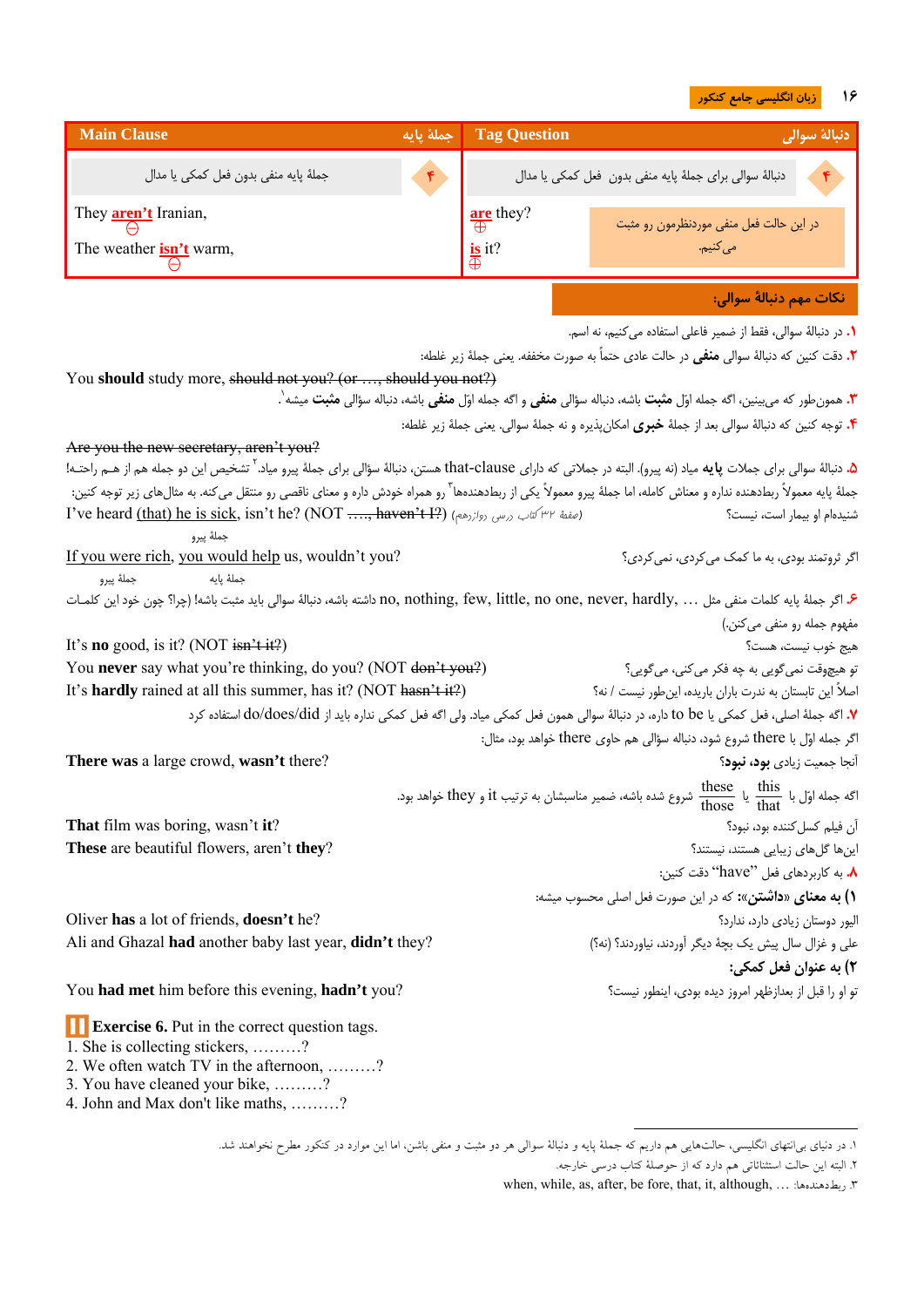| Main Clause جملهٔ پایه | Tag Question دنبالهٔ سوالی |
|---|---|
| ۴ جملهٔ پایه منفی بدون فعل کمکی یا مدال | ۴ دنبالهٔ سوالی برای جملهٔ پایه منفی بدون فعل کمکی یا مدال |
| They **aren't** Iranian, | **are** they? — در این حالت فعل منفی موردنظرمون رو مثبت می‌کنیم. |
| The weather **isn't** warm, | **is** it? |

## نکات مهم دنبالهٔ سوالی:

۱. در دنبالهٔ سوالی، فقط از ضمیر فاعلی استفاده می‌کنیم، نه اسم.

۲. دقت کنین که دنبالهٔ سوالی **منفی** در حالت عادی حتماً به صورت مخففه. یعنی جملهٔ زیر غلطه:

You **should** study more, ~~should not you? (or …, should you not?)~~

۳. همون‌طور که می‌بینین، اگه جمله اوّل **مثبت** باشه، دنبالهٔ سؤالی **منفی** و اگه جمله اوّل **منفی** باشه، دنباله سؤالی **مثبت** میشه[1].

۴. توجه کنین که دنبالهٔ سوالی بعد از جملهٔ **خبری** امکان‌پذیره و نه جملهٔ سوالی. یعنی جملهٔ زیر غلطه:

~~Are you the new secretary, aren't you?~~

۵. دنبالهٔ سوالی برای جملات **پایه** میاد (نه پیرو). البته در جملاتی که دارای that-clause هستن، دنبالهٔ سؤالی برای جملهٔ پیرو میاد.[2] تشخیص این دو جمله هم از هم راحته! جملهٔ پایه معمولاً ربطدهنده نداره و معناش کامله، اما جملهٔ پیرو معمولاً یکی از ربطدهنده‌ها[3] رو همراه خودش داره و معنای ناقصی رو منتقل می‌کنه. به مثال‌های زیر توجه کنین:

I've heard (that) he is sick, isn't he? (NOT ~~…., haven't I?~~) (صفحهٔ ۳۲ کتاب درسی دوازدهم) — شنیده‌ام او بیمار است، نیست؟

If you were rich, you would help us, wouldn't you? (جملهٔ پیرو / جملهٔ پایه) — اگر ثروتمند بودی، به ما کمک می‌کردی، نمی‌کردی؟

۶. اگر جملهٔ پایه کلمات منفی مثل …, no, nothing, few, little, no one, never, hardly داشته باشه، دنبالهٔ سوالی باید مثبت باشه! (چرا؟ چون خود این کلمات مفهوم جمله رو منفی می‌کنن.)

It's **no** good, is it? (NOT ~~isn't it?~~) — هیچ خوب نیست، هست؟

You **never** say what you're thinking, do you? (NOT ~~don't you?~~) — تو هیچ‌وقت نمی‌گویی به چه فکر می‌کنی، می‌گویی؟

It's **hardly** rained at all this summer, has it? (NOT ~~hasn't it?~~) — اصلاً این تابستان به ندرت باران باریده، این‌طور نیست / نه؟

۷. اگه جملهٔ اصلی، فعل کمکی یا to be داره، در دنبالهٔ سوالی همون فعل کمکی میاد. ولی اگه فعل کمکی نداره باید از do/does/did استفاده کرد.

اگر جملهٔ اوّل با there شروع شود، دنبالهٔ سؤالی هم حاوی there خواهد بود، مثال:

**There was** a large crowd, **wasn't** there? — آنجا جمعیت زیادی **بود، نبود؟**

اگه جملهٔ اوّل با this/that یا these/those شروع شده باشه، ضمیر مناسبشان به ترتیب it و they خواهد بود.

**That** film was boring, wasn't **it**? — آن فیلم کسل‌کننده بود، نبود؟

**These** are beautiful flowers, aren't **they**? — این‌ها گل‌های زیبایی هستند، نیستند؟

۸. به کاربردهای فعل "have" دقت کنین:

**۱) به معنای «داشتن»:** که در این صورت فعل اصلی محسوب میشه:

Oliver **has** a lot of friends, **doesn't** he? — الیور دوستان زیادی دارد، ندارد؟

Ali and Ghazal **had** another baby last year, **didn't** they? — علی و غزال سال پیش یک بچهٔ دیگر آوردند، نیاوردند؟ (نه؟)

**۲) به عنوان فعل کمکی:**

You **had met** him before this evening, **hadn't** you? — تو او را قبل از بعدازظهر امروز دیده بودی، اینطور نیست؟

**Exercise 6.** Put in the correct question tags.

1. She is collecting stickers, ………?
2. We often watch TV in the afternoon, ………?
3. You have cleaned your bike, ………?
4. John and Max don't like maths, ………?

---

[1] در دنیای بی‌انتهای انگلیسی، حالت‌هایی هم داریم که جملهٔ پایه و دنبالهٔ سوالی هر دو مثبت و منفی باشن، اما این موارد در کنکور مطرح نخواهند شد.

[2] البته این حالت استثنائاتی هم داره که از حوصلهٔ کتاب درسی خارجه.

[3] ربطدهنده‌ها: when, while, as, after, be fore, that, it, although, …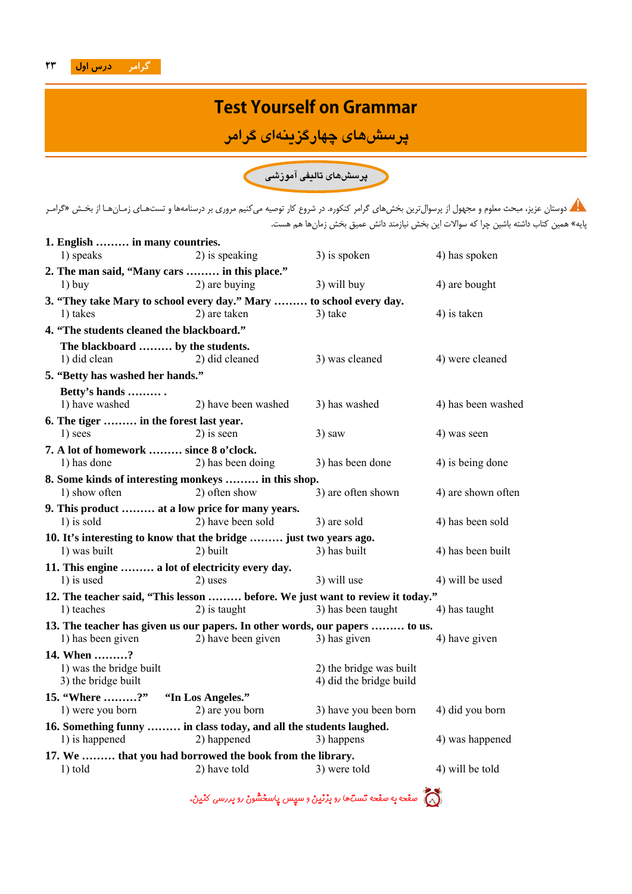# Test Yourself on Grammar

## پرسش‌های چهارگزینه‌ای گرامر

### پرسش‌های تالیفی آموزشی

دوستان عزیز، مبحث معلوم و مجهول از پرسوال‌ترین بخش‌های گرامر کنکوره. در شروع کار توصیه می‌کنیم مروری بر درسنامه‌ها و تست‌های زمان‌ها از بخش «گرامر پایه» همین کتاب داشته باشین چرا که سوالات این بخش نیازمند دانش عمیق بخش زمان‌ها هم هست.

**1. English ……… in many countries.**
1) speaks　2) is speaking　3) is spoken　4) has spoken

**2. The man said, "Many cars ……… in this place."**
1) buy　2) are buying　3) will buy　4) are bought

**3. "They take Mary to school every day." Mary ……… to school every day.**
1) takes　2) are taken　3) take　4) is taken

**4. "The students cleaned the blackboard."**
**The blackboard ……… by the students.**
1) did clean　2) did cleaned　3) was cleaned　4) were cleaned

**5. "Betty has washed her hands."**
**Betty's hands ……… .**
1) have washed　2) have been washed　3) has washed　4) has been washed

**6. The tiger ……… in the forest last year.**
1) sees　2) is seen　3) saw　4) was seen

**7. A lot of homework ……… since 8 o'clock.**
1) has done　2) has been doing　3) has been done　4) is being done

**8. Some kinds of interesting monkeys ……… in this shop.**
1) show often　2) often show　3) are often shown　4) are shown often

**9. This product ……… at a low price for many years.**
1) is sold　2) have been sold　3) are sold　4) has been sold

**10. It's interesting to know that the bridge ……… just two years ago.**
1) was built　2) built　3) has built　4) has been built

**11. This engine ……… a lot of electricity every day.**
1) is used　2) uses　3) will use　4) will be used

**12. The teacher said, "This lesson ……… before. We just want to review it today."**
1) teaches　2) is taught　3) has been taught　4) has taught

**13. The teacher has given us our papers. In other words, our papers ……… to us.**
1) has been given　2) have been given　3) has given　4) have given

**14. When ………?**
1) was the bridge built　2) the bridge was built
3) the bridge built　4) did the bridge build

**15. "Where ………?"　"In Los Angeles."**
1) were you born　2) are you born　3) have you been born　4) did you born

**16. Something funny ……… in class today, and all the students laughed.**
1) is happened　2) happened　3) happens　4) was happened

**17. We ……… that you had borrowed the book from the library.**
1) told　2) have told　3) were told　4) will be told

صفحه به صفحه تست‌ها رو بزنین و سپس پاسخشون رو بررسی کنین.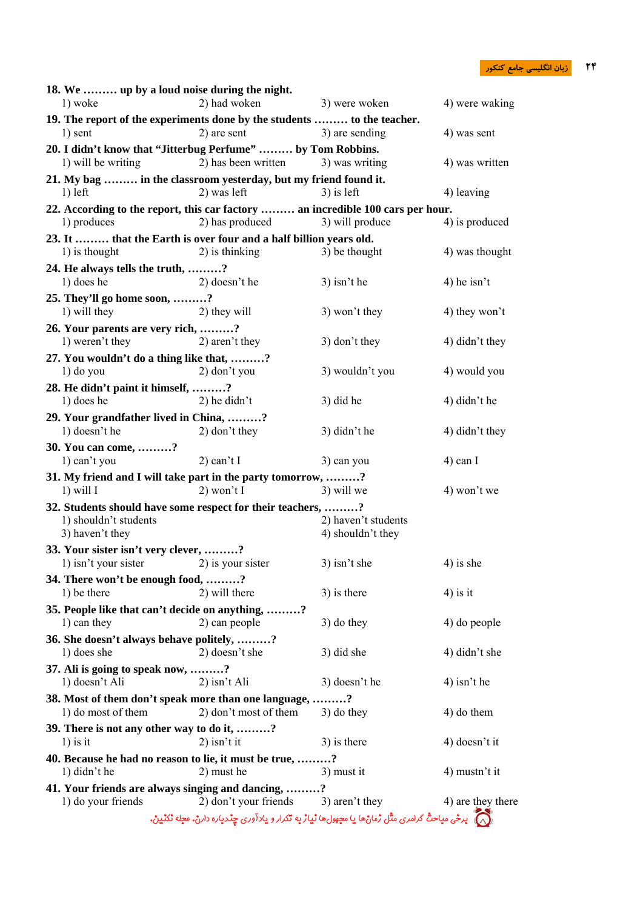**18. We ……… up by a loud noise during the night.**

1) woke　　2) had woken　　3) were woken　　4) were waking

**19. The report of the experiments done by the students ……… to the teacher.**

1) sent　　2) are sent　　3) are sending　　4) was sent

**20. I didn't know that "Jitterbug Perfume" ……… by Tom Robbins.**

1) will be writing　　2) has been written　　3) was writing　　4) was written

**21. My bag ……… in the classroom yesterday, but my friend found it.**

1) left　　2) was left　　3) is left　　4) leaving

**22. According to the report, this car factory ……… an incredible 100 cars per hour.**

1) produces　　2) has produced　　3) will produce　　4) is produced

**23. It ……… that the Earth is over four and a half billion years old.**

1) is thought　　2) is thinking　　3) be thought　　4) was thought

**24. He always tells the truth, ………?**

1) does he　　2) doesn't he　　3) isn't he　　4) he isn't

**25. They'll go home soon, ………?**

1) will they　　2) they will　　3) won't they　　4) they won't

**26. Your parents are very rich, ………?**

1) weren't they　　2) aren't they　　3) don't they　　4) didn't they

**27. You wouldn't do a thing like that, ………?**

1) do you　　2) don't you　　3) wouldn't you　　4) would you

**28. He didn't paint it himself, ………?**

1) does he　　2) he didn't　　3) did he　　4) didn't he

**29. Your grandfather lived in China, ………?**

1) doesn't he　　2) don't they　　3) didn't he　　4) didn't they

**30. You can come, ………?**

1) can't you　　2) can't I　　3) can you　　4) can I

**31. My friend and I will take part in the party tomorrow, ………?**

1) will I　　2) won't I　　3) will we　　4) won't we

**32. Students should have some respect for their teachers, ………?**

1) shouldn't students　　2) haven't students
3) haven't they　　4) shouldn't they

**33. Your sister isn't very clever, ………?**

1) isn't your sister　　2) is your sister　　3) isn't she　　4) is she

**34. There won't be enough food, ………?**

1) be there　　2) will there　　3) is there　　4) is it

**35. People like that can't decide on anything, ………?**

1) can they　　2) can people　　3) do they　　4) do people

**36. She doesn't always behave politely, ………?**

1) does she　　2) doesn't she　　3) did she　　4) didn't she

**37. Ali is going to speak now, ………?**

1) doesn't Ali　　2) isn't Ali　　3) doesn't he　　4) isn't he

**38. Most of them don't speak more than one language, ………?**

1) do most of them　　2) don't most of them　　3) do they　　4) do them

**39. There is not any other way to do it, ………?**

1) is it　　2) isn't it　　3) is there　　4) doesn't it

**40. Because he had no reason to lie, it must be true, ………?**

1) didn't he　　2) must he　　3) must it　　4) mustn't it

**41. Your friends are always singing and dancing, ………?**

1) do your friends　　2) don't your friends　　3) aren't they　　4) are they there

برخی مباحث گرامری مثل زمان‌ها یا مجهول‌ها نیاز به تکرار و یادآوری چندباره دارن. عجله نکنین.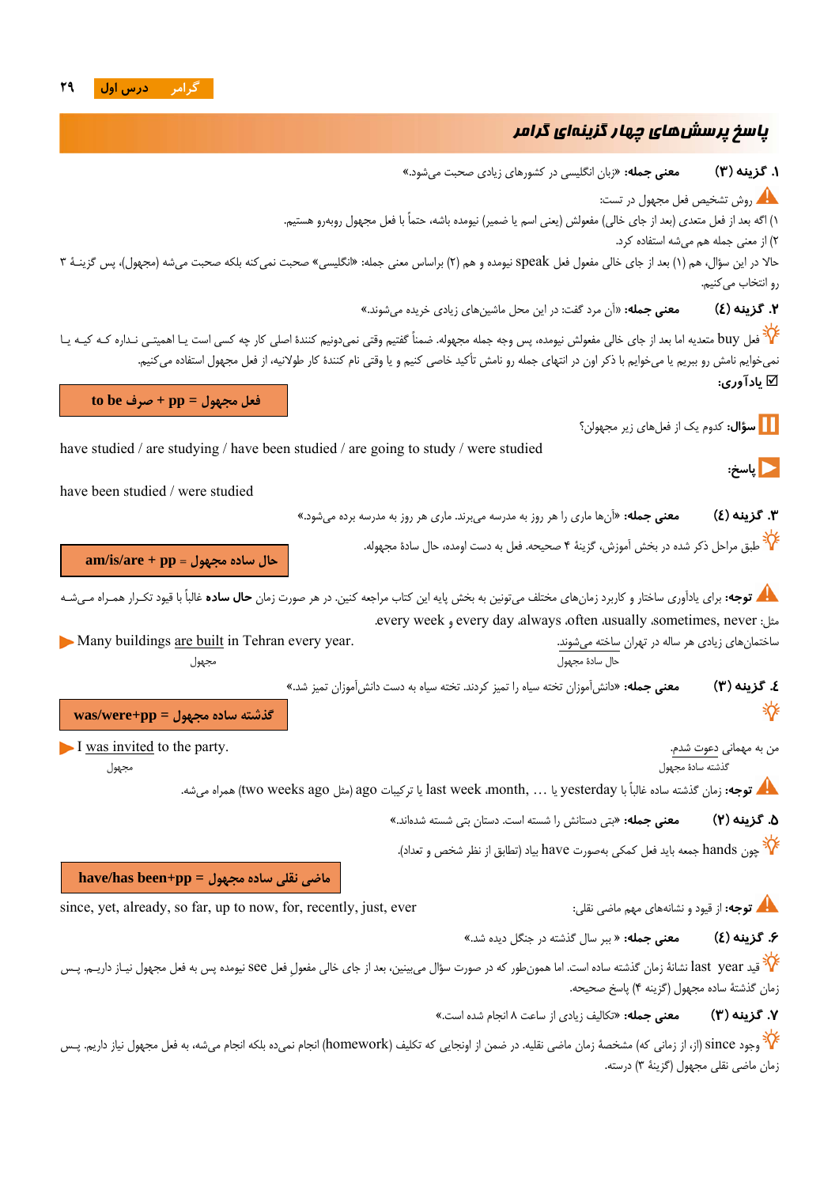## پاسخ پرسش‌های چهار گزینه‌ای گرامر

**۱. گزینهٔ (۳)** **معنی جمله:** «زبان انگلیسی در کشورهای زیادی صحبت می‌شود.»

روش تشخیص فعل مجهول در تست:

۱) اگه بعد از فعل متعدی (بعد از جای خالی) مفعول (یعنی اسم یا ضمیر) نیومده باشه، حتماً با فعل مجهول روبه‌رو هستیم.

۲) از معنی جمله هم می‌شه استفاده کرد.

حالا در این سؤال، هم (۱) بعد از جای خالی مفعول فعل speak نیومده و هم (۲) براساس معنی جمله: «انگلیسی» صحبت نمی‌کنه بلکه صحبت می‌شه (مجهول)، پس گزینهٔ ۳ رو انتخاب می‌کنیم.

**۲. گزینهٔ (۴)** **معنی جمله:** «آن مرد گفت: در این محل ماشین‌های زیادی خریده می‌شوند.»

فعل buy متعدیه اما بعد از جای خالی مفعولش نیومده، پس وجه جمله مجهوله. ضمناً گفتیم وقتی نمی‌دونیم کنندهٔ اصلی کار چه کسی است یا اهمیتی نداره که کیه یا نمی‌خوایم نامش رو ببریم یا می‌خوایم با ذکر اون در انتهای جمله رو نامش تأکید خاصی کنیم و یا وقتی نام کنندهٔ کار طولانیه، از فعل مجهول استفاده می‌کنیم.

☑ **یادآوری:**

| فعل مجهول = to be صرف + pp |
|---|

**سؤال:** کدوم یک از فعل‌های زیر مجهولن؟

have studied / are studying / have been studied / are going to study / were studied

**پاسخ:**

have been studied / were studied

**۳. گزینهٔ (۴)** **معنی جمله:** «آن‌ها ماری را هر روز به مدرسه می‌برند. ماری هر روز به مدرسه برده می‌شود.»

طبق مراحل ذکر شده در بخش آموزش، گزینهٔ ۴ صحیحه. فعل به دست اومده، حال سادهٔ مجهوله.

| حال سادهٔ مجهول = am/is/are + pp |
|---|

**توجه:** برای یادآوری ساختار و کاربرد زمان‌های مختلف می‌تونین به بخش پایهٔ این کتاب مراجعه کنین. در هر صورت زمان **حال ساده** غالباً با قیود تکرار همراه می‌شه مثل: never, sometimes, usually, often, always, every day و every week.

ساختمان‌های زیادی هر سال در تهران ساخته می‌شوند. ← Many buildings are built in Tehran every year.
(حال سادهٔ مجهول — مجهول)

**۴. گزینهٔ (۳)** **معنی جمله:** «دانش‌آموزان تختهٔ سیاه را تمیز کردند. تختهٔ سیاه به دست دانش‌آموزان تمیز شد.»

| گذشتهٔ سادهٔ مجهول = was/were+pp |
|---|

من به مهمانی دعوت شدم. ← I was invited to the party.
(گذشتهٔ سادهٔ مجهول — مجهول)

**توجه:** زمان گذشتهٔ ساده غالباً با yesterday یا last week, month, … یا ترکیبات ago (مثل two weeks ago) همراه می‌شه.

**۵. گزینهٔ (۲)** **معنی جمله:** «بتی دستانش را شسته است. دستان بتی شسته شده‌اند.»

چون hands جمع باید فعل کمکی به‌صورت have باید (تطابق از نظر شخص و تعداد).

| ماضی نقلی سادهٔ مجهول = have/has been+pp |
|---|

**توجه:** از قیود و نشانه‌های مهم ماضی نقلی:
since, yet, already, so far, up to now, for, recently, just, ever

**۶. گزینهٔ (۴)** **معنی جمله:** « ببر سال گذشته در جنگل دیده شد.»

قید last year نشانهٔ زمان گذشتهٔ ساده است. اما همون‌طور که در صورت سؤال می‌بینین، بعد از جای خالی مفعولِ فعل see نیومده پس به فعل مجهول نیاز داریم. پس زمان گذشتهٔ ساده مجهول (گزینهٔ ۴) پاسخ صحیح.

**۷. گزینهٔ (۳)** **معنی جمله:** «تکالیف زیادی از ساعت ۸ انجام شده است.»

وجود since (از، از زمانی که) مشخص زمان ماضی نقلیه. در ضمن از اونجایی که تکلیف (homework) انجام نمی‌ده بلکه انجام می‌شه، به فعل مجهول نیاز داریم. پس زمان ماضی نقلی مجهول (گزینهٔ ۳) درسته.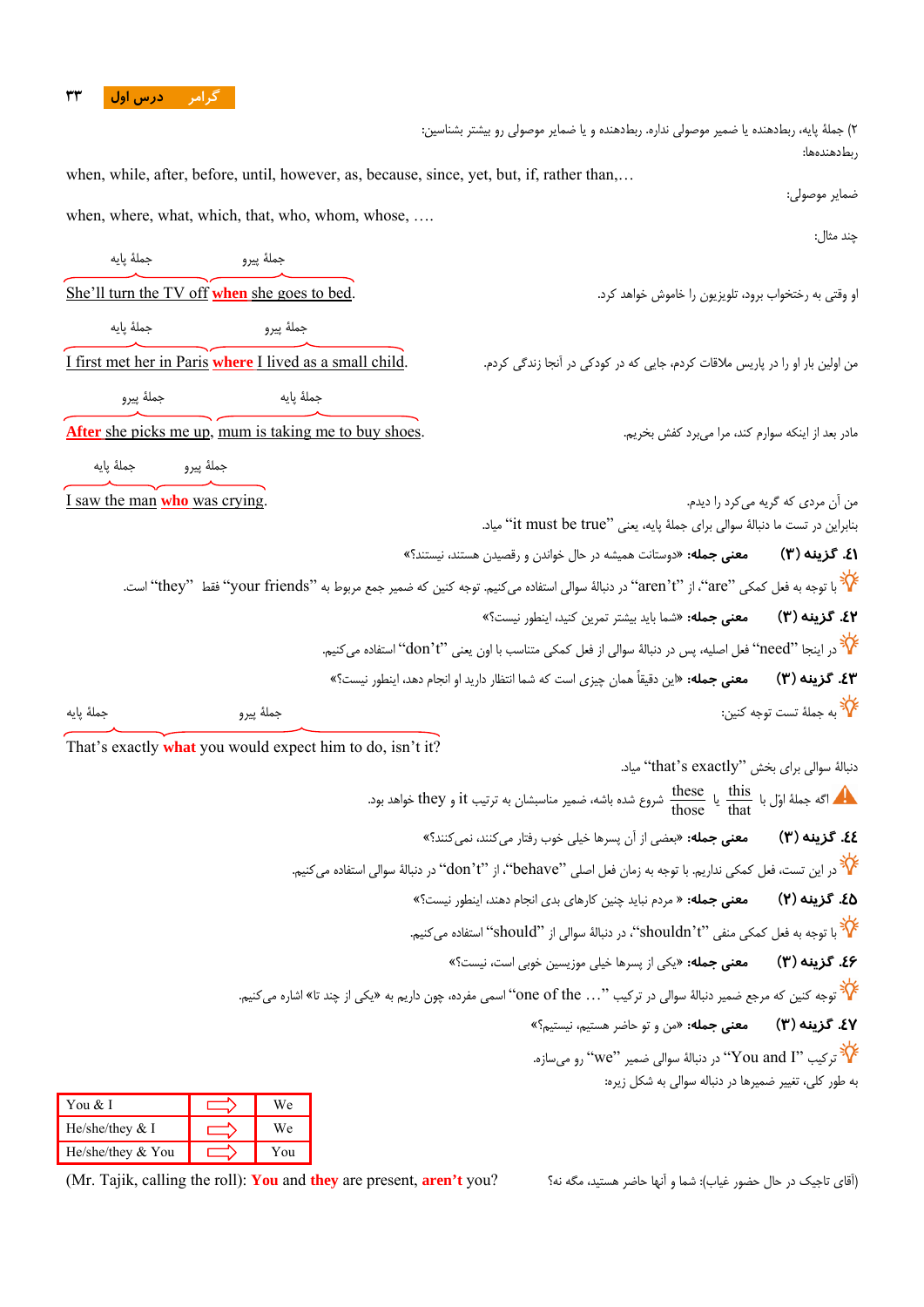۲) جملهٔ پایه، ربط‌دهنده یا ضمیر موصولی نداره. ربط‌دهنده و یا ضمایر موصولی رو بیشتر بشناسین:

ربط‌دهنده‌ها:

when, while, after, before, until, however, as, because, since, yet, but, if, rather than,…

ضمایر موصولی:

when, where, what, which, that, who, whom, whose, ….

چند مثال:

جملهٔ پایه / جملهٔ پیرو

She'll turn the TV off **when** she goes to bed. — او وقتی به رختخواب برود، تلویزیون را خاموش خواهد کرد.

جملهٔ پایه / جملهٔ پیرو

I first met her in Paris **where** I lived as a small child. — من اولین بار او را در پاریس ملاقات کردم، جایی که در کودکی در آنجا زندگی کردم.

جملهٔ پیرو / جملهٔ پایه

**After** she picks me up, mum is taking me to buy shoes. — مادر بعد از اینکه سوارم کند، مرا می‌برد کفش بخریم.

جملهٔ پایه / جملهٔ پیرو

I saw the man **who** was crying. — من آن مردی که گریه می‌کرد را دیدم.

بنابراین در تست ما دنبالهٔ سوالی برای جملهٔ پایه، یعنی "it must be true" میاد.

**۴۱. گزینه (۳)** **معنی جمله:** «دوستانت همیشه در حال خواندن و رقصیدن هستند، نیستند؟»

با توجه به فعل کمکی "are"، از "aren't" در دنبالهٔ سوالی استفاده می‌کنیم. توجه کنین که ضمیر جمع مربوط به "your friends" فقط "they" است.

**۴۲. گزینه (۳)** **معنی جمله:** «شما باید بیشتر تمرین کنید، اینطور نیست؟»

در اینجا "need" فعل اصلیه، پس در دنبالهٔ سوالی از فعل کمکی متناسب با اون یعنی "don't" استفاده می‌کنیم.

**۴۳. گزینه (۳)** **معنی جمله:** «این دقیقاً همان چیزی است که شما انتظار دارید او انجام دهد، اینطور نیست؟»

به جملهٔ تست توجه کنین:

جملهٔ پایه / جملهٔ پیرو

That's exactly **what** you would expect him to do, isn't it?

دنبالهٔ سوالی برای بخش "that's exactly" میاد.

اگه جملهٔ اوّل با $\frac{\text{this}}{\text{that}}$ یا $\frac{\text{these}}{\text{those}}$ شروع شده باشه، ضمیر مناسبشان به ترتیب it و they خواهد بود.

**۴۴. گزینه (۳)** **معنی جمله:** «بعضی از آن پسرها خیلی خوب رفتار می‌کنند، نمی‌کنند؟»

در این تست، فعل کمکی نداریم. با توجه به زمان فعل اصلی "behave"، از "don't" در دنبالهٔ سوالی استفاده می‌کنیم.

**۴۵. گزینه (۲)** **معنی جمله:** « مردم نباید چنین کارهای بدی انجام دهند، اینطور نیست؟»

با توجه به فعل کمکی منفی "shouldn't"، در دنبالهٔ سوالی از "should" استفاده می‌کنیم.

**۴۶. گزینه (۳)** **معنی جمله:** «یکی از پسرها خیلی موزیسین خوبی است، نیست؟»

توجه کنین که مرجع ضمیر دنبالهٔ سوالی در ترکیب "… one of the" اسمی مفرده، چون داریم به «یکی از چند تا» اشاره می‌کنیم.

**۴۷. گزینه (۳)** **معنی جمله:** «من و تو حاضر هستیم، نیستیم؟»

ترکیب "You and I" در دنبالهٔ سوالی ضمیر "we" رو می‌سازه.

به طور کلی، تغییر ضمیرها در دنباله سوالی به شکل زیره:

| | | |
|---|---|---|
| You & I | ⇨ | We |
| He/she/they & I | ⇨ | We |
| He/she/they & You | ⇨ | You |

(Mr. Tajik, calling the roll): **You** and **they** are present, **aren't** you? — (آقای تاجیک در حال حضور غیاب): شما و آنها حاضر هستید، مگه نه؟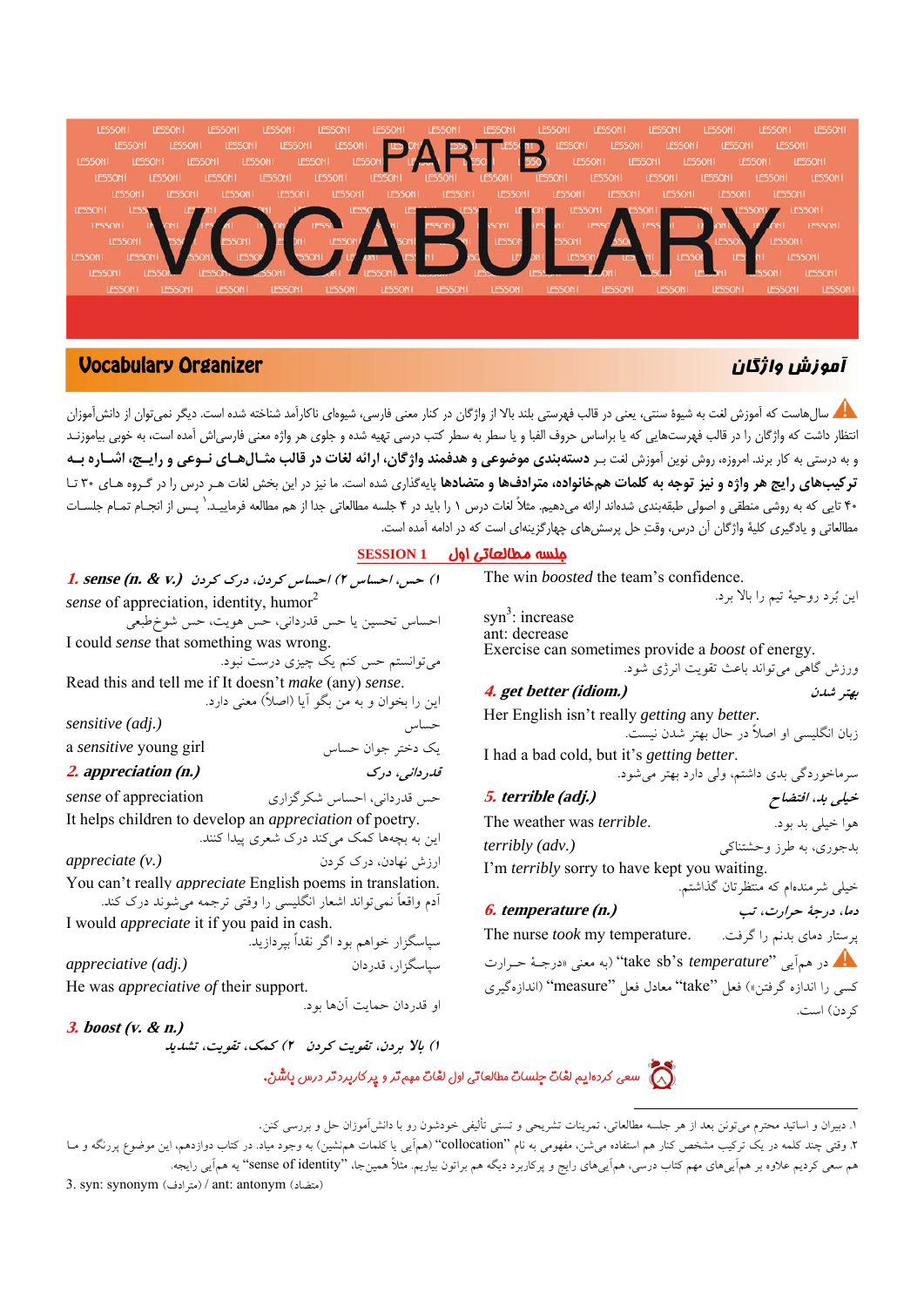# PART B
# VOCABULARY

## Vocabulary Organizer — آموزش واژگان

⚠ سال‌هاست که آموزش لغت به شیوهٔ سنتی، یعنی در قالب فهرستی بلند بالا از واژگان در کنار معنی فارسی، شیوه‌ای ناکارآمد شناخته شده است. دیگر نمی‌توان از دانش‌آموزان انتظار داشت که واژگان را در قالب فهرست‌هایی که یا براساس حروف الفبا و یا سطر به سطر کتب درسی تهیه شده و جلوی هر واژه معنی فارسی‌اش آمده است، به خوبی بیاموزند و به درستی به کار برند. امروزه، روش نوین آموزش لغت بر **دسته‌بندی موضوعی و هدفمند واژگان، ارائه لغات در قالب مثال‌های نوعی و رایج، اشاره به ترکیب‌های رایج هر واژه و نیز توجه به کلمات هم‌خانواده، مترادف‌ها و متضادها** پایه‌گذاری شده است. ما نیز در این بخش لغات هر درس را در گروه‌های ۳۰ تا ۴۰ تایی که به روشی منطقی و اصولی طبقه‌بندی شده‌اند ارائه می‌دهیم. مثلاً لغات درس ۱ را باید در ۴ جلسه مطالعاتی جدا از هم مطالعه فرمایید.[1] پس از انجام تمام جلسات مطالعاتی و یادگیری کلیهٔ واژگان آن درس، وقتِ حل پرسش‌های چهارگزینه‌ای است که در ادامه آمده است.

### SESSION 1 — جلسه مطالعاتی اول

**1. sense (n. & v.)** — *۱) حس، احساس ۲) احساس کردن، درک کردن*

*sense* of appreciation, identity, humor[2] — احساس تحسین یا حس قدردانی، حس هویت، حس شوخ‌طبعی

I could *sense* that something was wrong. — می‌توانستم حس کنم یک چیزی درست نبود.

Read this and tell me if It doesn't *make* (any) *sense*. — این را بخوان و به من بگو آیا (اصلاً) معنی دارد.

*sensitive (adj.)* — حساس

a *sensitive* young girl — یک دختر جوان حساس

**2. appreciation (n.)** — *قدردانی، درک*

*sense* of appreciation — حس قدردانی، احساس شکرگزاری

It helps children to develop an *appreciation* of poetry. — این به بچه‌ها کمک می‌کند درک شعری پیدا کنند.

*appreciate (v.)* — ارزش نهادن، درک کردن

You can't really *appreciate* English poems in translation. — آدم واقعاً نمی‌تواند اشعار انگلیسی را وقتی ترجمه می‌شوند درک کند.

I would *appreciate* it if you paid in cash. — سپاسگزار خواهم بود اگر نقداً بپردازید.

*appreciative (adj.)* — سپاسگزار، قدردان

He was *appreciative of* their support. — او قدردان حمایت آن‌ها بود.

**3. boost (v. & n.)** — *۱) بالا بردن، تقویت کردن ۲) کمک، تقویت، تشدید*

The win *boosted* the team's confidence. — این بُرد روحیهٔ تیم را بالا برد.

syn[3]: increase
ant: decrease

Exercise can sometimes provide a *boost* of energy. — ورزش گاهی می‌تواند باعث تقویت انرژی شود.

**4. get better (idiom.)** — *بهتر شدن*

Her English isn't really *getting* any *better*. — زبان انگلیسی او اصلاً در حال بهتر شدن نیست.

I had a bad cold, but it's *getting better*. — سرماخوردگی بدی داشتم، ولی دارد بهتر می‌شود.

**5. terrible (adj.)** — *خیلی بد، افتضاح*

The weather was *terrible*. — هوا خیلی بد بود.

*terribly (adv.)* — بدجوری، به طرز وحشتناکی

I'm *terribly* sorry to have kept you waiting. — خیلی شرمنده‌ام که منتظرتان گذاشتم.

**6. temperature (n.)** — *دما، درجهٔ حرارت، تب*

The nurse *took* my temperature. — پرستار دمای بدنم را گرفت.

⚠ در هم‌آیی "take sb's *temperature*" (به معنی «درجهٔ حرارت کسی را اندازه گرفتن») فعل "take" معادل فعل "measure" (اندازه‌گیری کردن) است.

سعی کرده‌ایم لغات جلسات مطالعاتی اول لغات مهم‌تر و پرکاربردتر درس باشن.

---

۱. دبیران و اساتید محترم می‌تونن بعد از هر جلسه مطالعاتی، تمرینات تشریحی و تستی تألیفی خودشون رو با دانش‌آموزان حل و بررسی کنن.

۲. وقتی چند کلمه در یک ترکیب مشخص کنار هم استفاده می‌شن، مفهومی به نام "collocation" (هم‌آیی یا کلمات همنشین) به وجود میاد. در کتاب دوازدهم، این موضوع پررنگه و ما هم سعی کردیم علاوه بر هم‌آیی‌های مهم کتاب درسی، هم‌آیی‌های رایج و پرکاربرد دیگه هم براتون بیاریم. مثلاً همین‌جا، "sense of identity" یه هم‌آیی رایجه.

3. syn: synonym (مترادف) / ant: antonym (متضاد)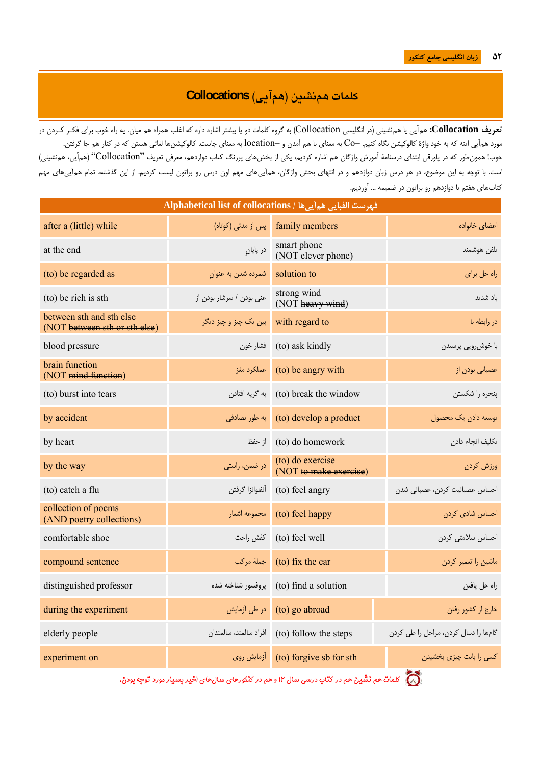# کلمات هم‌نشین (هم‌آیی) Collocations

**تعریف Collocation:** هم‌آیی یا هم‌نشینی (در انگلیسی Collocation) به گروه کلمات دو یا بیشتر اشاره داره که اغلب همراه هم میان. یه راه خوب برای فکر کردن در مورد هم‌آیی اینه که به خود واژهٔ کالوکیشن نگاه کنیم. –Co به معنای با هم آمدن و –location به معنای جاست. کالوکیشن‌ها لغاتی هستن که در کنار هم جا گرفتن.

خوب! همون‌طور که در پاورقی ابتدای درسنامهٔ آموزش واژگان هم اشاره کردیم، یکی از بخش‌های پررنگ کتاب دوازدهم، معرفی تعریف "Collocation" (هم‌آیی، هم‌نشینی) است. با توجه به این موضوع، در هر درس زبان دوازدهم و در انتهای بخش واژگان، هم‌آیی‌های مهم اون درس رو براتون لیست کردیم. از این گذشته، تمام هم‌آیی‌های مهم کتاب‌های هفتم تا دوازدهم رو براتون در ضمیمه ... آوردیم.

| Alphabetical list of collocations / فهرست الفبایی هم‌آیی‌ها | | | |
|---|---|---|---|
| after a (little) while | پس از مدتی (کوتاه) | family members | اعضای خانواده |
| at the end | در پایانِ | smart phone (NOT ~~clever phone~~) | تلفن هوشمند |
| (to) be regarded as | شمرده شدن به عنوانِ | solution to | راه حل برای |
| (to) be rich is sth | غنی بودن / سرشار بودن از | strong wind (NOT ~~heavy wind~~) | باد شدید |
| between sth and sth else (NOT ~~between sth or sth else~~) | بین یک چیز و چیز دیگر | with regard to | در رابطه با |
| blood pressure | فشار خون | (to) ask kindly | با خوش‌رویی پرسیدن |
| brain function (NOT ~~mind function~~) | عملکرد مغز | (to) be angry with | عصبانی بودن از |
| (to) burst into tears | به گریه افتادن | (to) break the window | پنجره را شکستن |
| by accident | به طور تصادفی | (to) develop a product | توسعه دادن یک محصول |
| by heart | از حفظ | (to) do homework | تکلیف انجام دادن |
| by the way | در ضمن، راستی | (to) do exercise (NOT ~~to make exercise~~) | ورزش کردن |
| (to) catch a flu | آنفلوانزا گرفتن | (to) feel angry | احساس عصبانیت کردن، عصبانی شدن |
| collection of poems (AND poetry collections) | مجموعه اشعار | (to) feel happy | احساس شادی کردن |
| comfortable shoe | کفش راحت | (to) feel well | احساس سلامتی کردن |
| compound sentence | جملهٔ مرکب | (to) fix the car | ماشین را تعمیر کردن |
| distinguished professor | پروفسور شناخته شده | (to) find a solution | راه حل یافتن |
| during the experiment | در طی آزمایش | (to) go abroad | خارج از کشور رفتن |
| elderly people | افراد سالمند، سالمندان | (to) follow the steps | گام‌ها را دنبال کردن، مراحل را طی کردن |
| experiment on | آزمایش روی | (to) forgive sb for sth | کسی را بابت چیزی بخشیدن |

کلماتِ هم نشین هم در کتابِ درسیِ سالِ ۱۲ و هم در کنکورهای سال‌های اخیر بسیار مورد توجه بودن.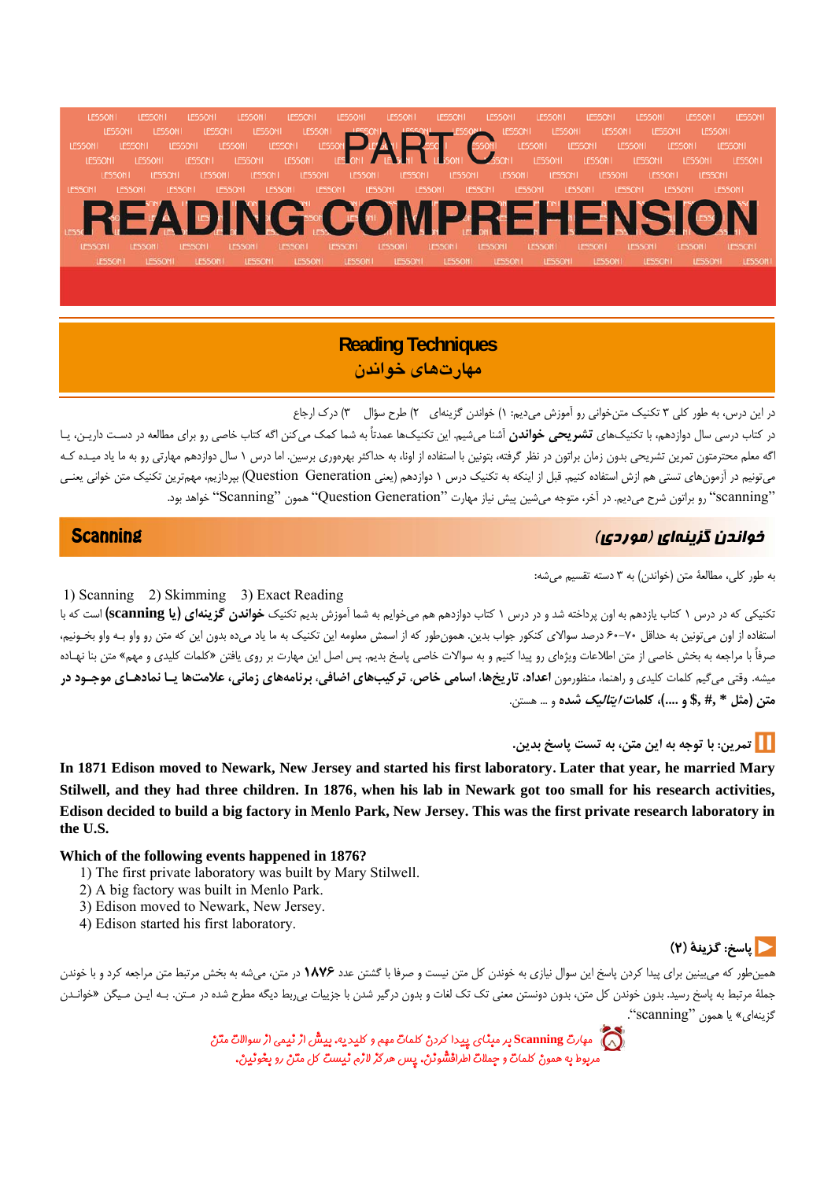# PART C

# READING COMPREHENSION

## Reading Techniques
## مهارت‌های خواندن

در این درس، به طور کلی ۳ تکنیک متن‌خوانی رو آموزش می‌دیم: ۱) خواندن گزینه‌ای ۲) طرح سؤال ۳) درک ارجاع

در کتاب درسی سال دوازدهم، با تکنیک‌های **تشریحی خواندن** آشنا می‌شیم. این تکنیک‌ها عمدتاً به شما کمک می‌کنن اگه کتاب خاصی رو برای مطالعه در دست دارین، یا اگه معلم محترمتون تمرین تشریحی بدون زمان براتون در نظر گرفته، بتونین با استفاده از اونا، به حداکثر بهره‌وری برسین. اما درس ۱ سال دوازدهم مهارتی رو به ما یاد میده که می‌تونیم در آزمون‌های تستی هم ازش استفاده کنیم. قبل از اینکه به تکنیک درس ۱ دوازدهم (یعنی Question Generation) بپردازیم، مهم‌ترین تکنیک متن خوانی یعنی "scanning" رو براتون شرح می‌دیم. در آخر، متوجه می‌شین پیش نیاز مهارت "Question Generation" همون "Scanning" خواهد بود.

## Scanning — خواندن گزینه‌ای (موردی)

به طور کلی، مطالعهٔ متن (خواندن) به ۳ دسته تقسیم می‌شه:

1) Scanning 2) Skimming 3) Exact Reading

تکنیکی که در درس ۱ کتاب یازدهم به اون پرداخته شد و در درس ۱ کتاب دوازدهم هم می‌خوایم به شما آموزش بدیم تکنیک **خواندن گزینه‌ای (یا scanning)** است که با استفاده از اون می‌تونین به حداقل ۷۰-۶۰ درصد سؤالای کنکور جواب بدین. همون‌طور که از اسمش معلومه این تکنیک به ما یاد میده بدون این که متن رو واو بـه واو بخـونیم، صرفاً با مراجعه به بخش خاصی از متن اطلاعات ویژه‌ای رو پیدا کنیم و به سؤالات خاصی پاسخ بدیم. پس اصل این مهارت بر روی یافتن «کلمات کلیدی و مهم» متن بنا نهاده میشه. وقتی می‌گیم کلمات کلیدی و راهنما، منظورمون **اعداد، تاریخ‌ها، اسامی خاص، ترکیب‌های اضافی، برنامه‌های زمانی، علامت‌ها یـا نمادهـای موجـود در متن (مثل * ,# ,$ و ....)، کلمات *ایتالیک* شده** و ... هستن.

### تمرین: با توجه به این متن، به تست پاسخ بدین.

**In 1871 Edison moved to Newark, New Jersey and started his first laboratory. Later that year, he married Mary Stilwell, and they had three children. In 1876, when his lab in Newark got too small for his research activities, Edison decided to build a big factory in Menlo Park, New Jersey. This was the first private research laboratory in the U.S.**

**Which of the following events happened in 1876?**

1) The first private laboratory was built by Mary Stilwell.
2) A big factory was built in Menlo Park.
3) Edison moved to Newark, New Jersey.
4) Edison started his first laboratory.

**پاسخ: گزینهٔ (۲)**

همین‌طور که می‌بینین برای پیدا کردن پاسخ این سؤال نیازی به خوندن کل متن نیست و صرفا با گشتن عدد **۱۸۷۶** در متن، می‌شه به بخش مرتبط متن مراجعه کرد و با خوندن جملهٔ مرتبط به پاسخ رسید. بدون خوندن کل متن، بدون دونستن معنی تک تک لغات و بدون درگیر شدن با جزییات بی‌ربط دیگه مطرح شده در مـتن. بـه ایـن مـیگن «خوانـدن گزینه‌ای» یا همون "scanning".

مهارت **Scanning** بر مبنای پیدا کردن کلمات مهم و کلیدیه. بیش از نیمی از سؤالات متن مربوط به همون کلمات و جملات اطرافشونن. پس هرگز لازم نیست کل متن رو بخونین.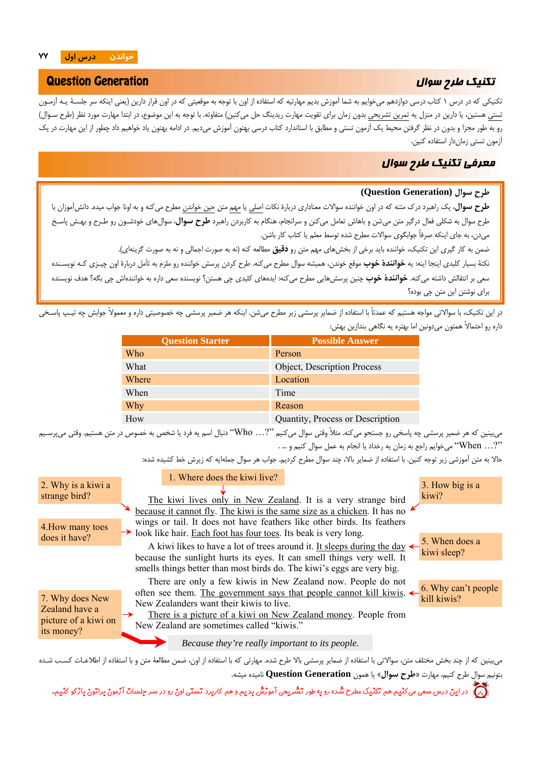## تکنیک طرح سوال

## Question Generation

تکنیکی که در درس ۱ کتاب درسی دوازدهم می‌خوایم به شما آموزش بدیم مهارتیه که استفاده از اون با توجه به موقعیتی که در اون قرار دارین (یعنی اینکه سر جلسهٔ یه آزمون تستی هستین، یا دارین در منزل یه تمرین تشریحی بدون زمان برای تقویت مهارت ریدینگ حل می‌کنین) متفاوته. با توجه به این موضوع، در ابتدا مهارت مورد نظر (طرح سوال) رو به طور مجزا و بدون در نظر گرفتن محیط یک آزمون تستی و مطابق با استاندارد کتاب درسی بهتون آموزش می‌دیم. در ادامه بهتون یاد خواهیم داد چطور از این مهارت در یک آزمون تستی زمان‌دار استفاده کنین.

## معرفی تکنیک طرح سوال

**طرح سوال (Question Generation)**

**طرح سوال**، یک راهبرد درک متنه که در اون خواننده سوالات معناداری دربارهٔ نکات اصلی یا مهم متن حین خواندن مطرح می‌کنه و به اونا جواب میده. دانش‌آموزان با طرح سوال به شکلی فعال درگیر متن می‌شن و باهاش تعامل می‌کنن و سرانجام، هنگام به کاربردن راهبرد **طرح سوال**، سوال‌های خودشون رو طرح و بهش پاسخ می‌دن، به جای اینکه صرفاً جوابگوی سوالات مطرح شده توسط معلم یا کتاب کار باشن.

ضمن به کار گیری این تکنیک، خواننده باید برخی از بخش‌های مهم متن رو **دقیق** مطالعه کنه (نه به صورت اجمالی و نه به صورت گزینه‌ای).

نکتهٔ بسیار کلیدی اینجا اینه: یه **خوانندهٔ خوب** موقع خوندن، همیشه سوال مطرح می‌کنه. طرح کردن پرسش خواننده رو ملزم به تأمل دربارهٔ اون چیزی که نویسنده سعی بر انتقالش داشته می‌کنه. **خوانندهٔ خوب** چنین پرسش‌هایی مطرح می‌کنه: ایده‌های کلیدی چی هستن؟ نویسنده سعی داره به خواننده‌اش چی بگه؟ هدف نویسنده برای نوشتن این متن چی بوده؟

در این تکنیک، با سوالاتی مواجه هستیم که عمدتاً با استفاده از ضمایر پرسشی زیر مطرح میشن. اینکه هر ضمیر پرسشی چه خصوصیتی داره و معمولاً جوابش چه تیپ پاسخی داره رو احتمالاً همتون می‌دونین اما بهتره یه نگاهی بندازین بهش:

| Question Starter | Possible Answer |
|---|---|
| Who | Person |
| What | Object, Description Process |
| Where | Location |
| When | Time |
| Why | Reason |
| How | Quantity, Process or Description |

می‌بینین که هر ضمیر پرسشی چه پاسخی رو جستجو می‌کنه. مثلاً وقتی سوال مطرح می‌کنیم "...Who?" دنبال اسم یه فرد یا شخص به خصوص در متن هستیم. وقتی می‌پرسیم "...When?" می‌خوایم راجع به زمان یه رخداد یا انجام یه عمل سوال کنیم و ... .

حالا به متن آموزشی زیر توجه کنین. با استفاده از ضمایر بالا، چند سوال طرح کردیم. جواب هر سوال جمله‌ایه که زیرش خط کشیده شده:

1. Where does the kiwi live?

2. Why is a kiwi a strange bird?

3. How big is a kiwi?

4. How many toes does it have?

5. When does a kiwi sleep?

6. Why can't people kill kiwis?

7. Why does New Zealand have a picture of a kiwi on its money?

<u>The kiwi lives only in New Zealand</u>. It is a very strange bird <u>because it cannot fly</u>. <u>The kiwi is the same size as a chicken</u>. It has no wings or tail. It does not have feathers like other birds. Its feathers look like hair. <u>Each foot has four toes</u>. Its beak is very long.

A kiwi likes to have a lot of trees around it. <u>It sleeps during the day</u> because the sunlight hurts its eyes. It can smell things very well. It smells things better than most birds do. The kiwi's eggs are very big.

There are only a few kiwis in New Zealand now. People do not often see them. <u>The government says that people cannot kill kiwis</u>. New Zealanders want their kiwis to live.

<u>There is a picture of a kiwi on New Zealand money</u>. People from New Zealand are sometimes called "kiwis."

*Because they're really important to its people.*

می‌بینین که از چند بخش مختلف متن، سوالاتی با استفاده از ضمایر پرسشی بالا طرح شده. مهارتی که با استفاده از اون، ضمن مطالعهٔ متن و با استفاده از اطلاعات کسب شده بتونیم سوال طرح کنیم، مهارت «**طرح سوال**» یا همون **Question Generation** نامیده میشه.

در این درس سعی می‌کنیم هم تکنیک مطرح شده رو به طور تشریحی آموزش بدیم و هم کاربرد تستی اون رو در سر جلسات آزمون براتون بازگو کنیم.